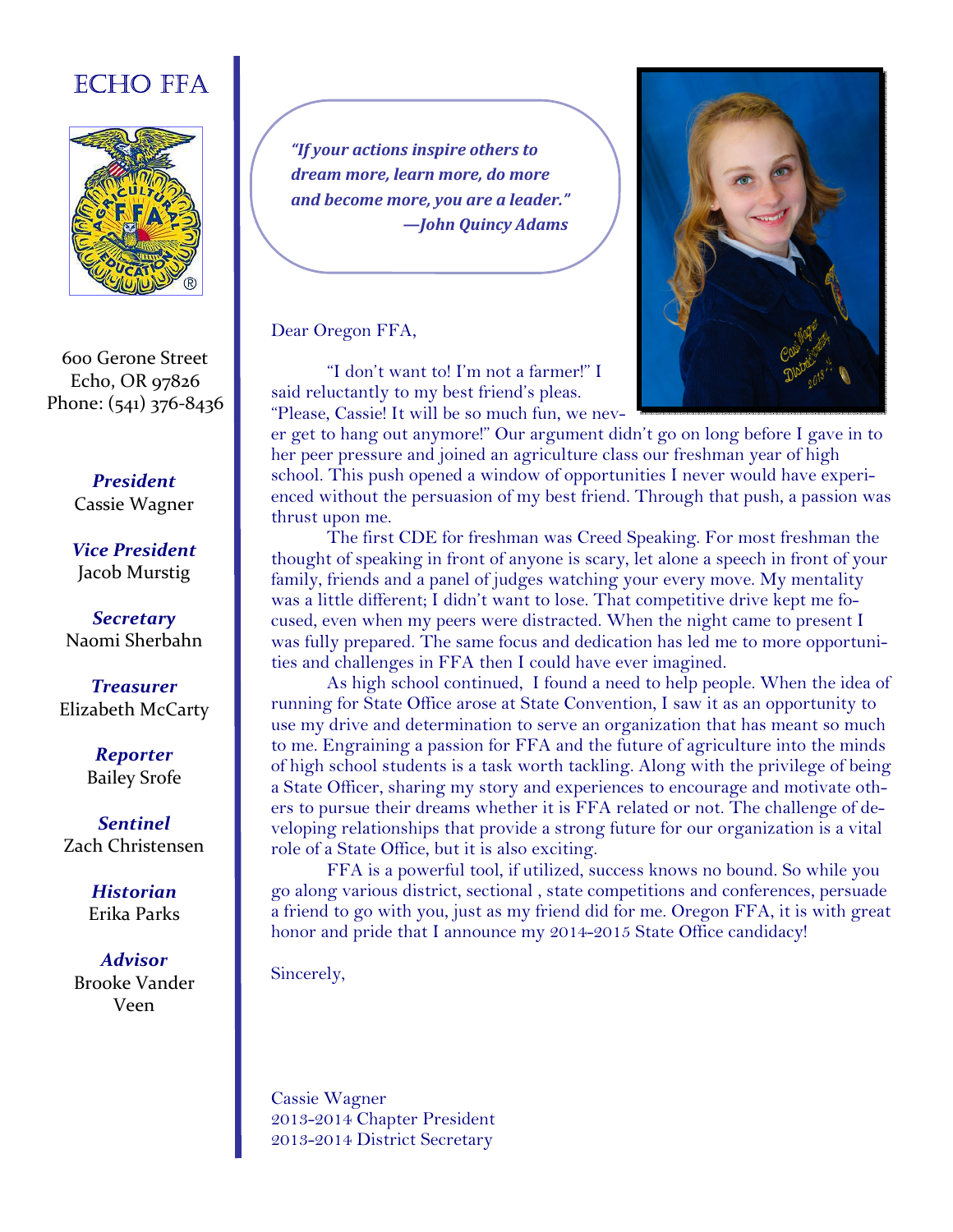# ECHO FFA

600 Gerone Street
Echo, OR 97826
Phone: (541) 376-8436

***President***
Cassie Wagner

***Vice President***
Jacob Murstig

***Secretary***
Naomi Sherbahn

***Treasurer***
Elizabeth McCarty

***Reporter***
Bailey Srofe

***Sentinel***
Zach Christensen

***Historian***
Erika Parks

***Advisor***
Brooke Vander Veen

***"If your actions inspire others to dream more, learn more, do more and become more, you are a leader." —John Quincy Adams***

Dear Oregon FFA,

"I don't want to! I'm not a farmer!" I said reluctantly to my best friend's pleas. "Please, Cassie! It will be so much fun, we never get to hang out anymore!" Our argument didn't go on long before I gave in to her peer pressure and joined an agriculture class our freshman year of high school. This push opened a window of opportunities I never would have experienced without the persuasion of my best friend. Through that push, a passion was thrust upon me.

The first CDE for freshman was Creed Speaking. For most freshman the thought of speaking in front of anyone is scary, let alone a speech in front of your family, friends and a panel of judges watching your every move. My mentality was a little different; I didn't want to lose. That competitive drive kept me focused, even when my peers were distracted. When the night came to present I was fully prepared. The same focus and dedication has led me to more opportunities and challenges in FFA then I could have ever imagined.

As high school continued, I found a need to help people. When the idea of running for State Office arose at State Convention, I saw it as an opportunity to use my drive and determination to serve an organization that has meant so much to me. Engraining a passion for FFA and the future of agriculture into the minds of high school students is a task worth tackling. Along with the privilege of being a State Officer, sharing my story and experiences to encourage and motivate others to pursue their dreams whether it is FFA related or not. The challenge of developing relationships that provide a strong future for our organization is a vital role of a State Office, but it is also exciting.

FFA is a powerful tool, if utilized, success knows no bound. So while you go along various district, sectional , state competitions and conferences, persuade a friend to go with you, just as my friend did for me. Oregon FFA, it is with great honor and pride that I announce my 2014-2015 State Office candidacy!

Sincerely,

Cassie Wagner
2013-2014 Chapter President
2013-2014 District Secretary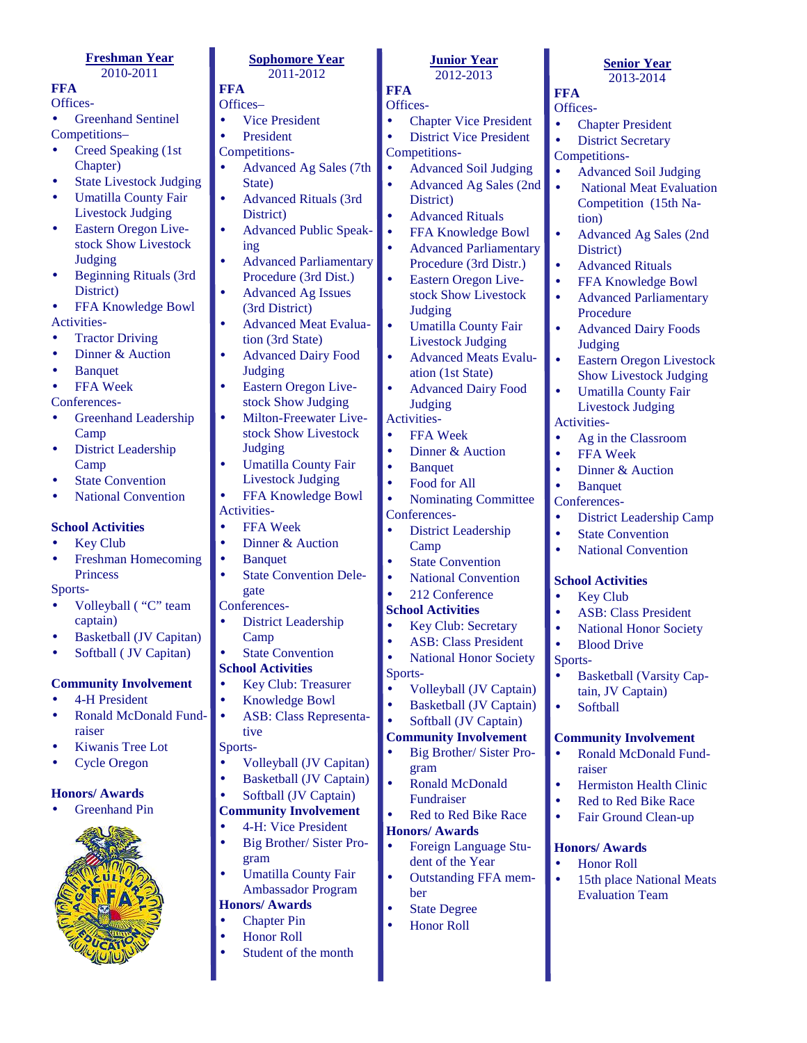## Freshman Year
2010-2011

**FFA**

Offices-
- Greenhand Sentinel

Competitions–
- Creed Speaking (1st Chapter)
- State Livestock Judging
- Umatilla County Fair Livestock Judging
- Eastern Oregon Livestock Show Livestock Judging
- Beginning Rituals (3rd District)
- FFA Knowledge Bowl

Activities-
- Tractor Driving
- Dinner & Auction
- Banquet
- FFA Week

Conferences-
- Greenhand Leadership Camp
- District Leadership Camp
- State Convention
- National Convention

**School Activities**
- Key Club
- Freshman Homecoming Princess

Sports-
- Volleyball ( “C” team captain)
- Basketball (JV Capitan)
- Softball ( JV Capitan)

**Community Involvement**
- 4-H President
- Ronald McDonald Fundraiser
- Kiwanis Tree Lot
- Cycle Oregon

**Honors/ Awards**
- Greenhand Pin

## Sophomore Year
2011-2012

**FFA**

Offices–
- Vice President
- President

Competitions-
- Advanced Ag Sales (7th State)
- Advanced Rituals (3rd District)
- Advanced Public Speaking
- Advanced Parliamentary Procedure (3rd Dist.)
- Advanced Ag Issues (3rd District)
- Advanced Meat Evaluation (3rd State)
- Advanced Dairy Food Judging
- Eastern Oregon Livestock Show Judging
- Milton-Freewater Livestock Show Livestock Judging
- Umatilla County Fair Livestock Judging
- FFA Knowledge Bowl

Activities-
- FFA Week
- Dinner & Auction
- Banquet
- State Convention Delegate

Conferences-
- District Leadership Camp
- State Convention

**School Activities**
- Key Club: Treasurer
- Knowledge Bowl
- ASB: Class Representative

Sports-
- Volleyball (JV Capitan)
- Basketball (JV Captain)
- Softball (JV Captain)

**Community Involvement**
- 4-H: Vice President
- Big Brother/ Sister Program
- Umatilla County Fair Ambassador Program

**Honors/ Awards**
- Chapter Pin
- Honor Roll
- Student of the month

## Junior Year
2012-2013

**FFA**

Offices-
- Chapter Vice President
- District Vice President

Competitions-
- Advanced Soil Judging
- Advanced Ag Sales (2nd District)
- Advanced Rituals
- FFA Knowledge Bowl
- Advanced Parliamentary Procedure (3rd Distr.)
- Eastern Oregon Livestock Show Livestock Judging
- Umatilla County Fair Livestock Judging
- Advanced Meats Evaluation (1st State)
- Advanced Dairy Food Judging

Activities-
- FFA Week
- Dinner & Auction
- Banquet
- Food for All
- Nominating Committee

Conferences-
- District Leadership Camp
- State Convention
- National Convention
- 212 Conference

**School Activities**
- Key Club: Secretary
- ASB: Class President
- National Honor Society

Sports-
- Volleyball (JV Captain)
- Basketball (JV Captain)
- Softball (JV Captain)

**Community Involvement**
- Big Brother/ Sister Program
- Ronald McDonald Fundraiser
- Red to Red Bike Race

**Honors/ Awards**
- Foreign Language Student of the Year
- Outstanding FFA member
- State Degree
- Honor Roll

## Senior Year
2013-2014

**FFA**

Offices-
- Chapter President
- District Secretary

Competitions-
- Advanced Soil Judging
- National Meat Evaluation Competition (15th Nation)
- Advanced Ag Sales (2nd District)
- Advanced Rituals
- FFA Knowledge Bowl
- Advanced Parliamentary Procedure
- Advanced Dairy Foods Judging
- Eastern Oregon Livestock Show Livestock Judging
- Umatilla County Fair Livestock Judging

Activities-
- Ag in the Classroom
- FFA Week
- Dinner & Auction
- Banquet

Conferences-
- District Leadership Camp
- State Convention
- National Convention

**School Activities**
- Key Club
- ASB: Class President
- National Honor Society
- Blood Drive

Sports-
- Basketball (Varsity Captain, JV Captain)
- Softball

**Community Involvement**
- Ronald McDonald Fundraiser
- Hermiston Health Clinic
- Red to Red Bike Race
- Fair Ground Clean-up

**Honors/ Awards**
- Honor Roll
- 15th place National Meats Evaluation Team